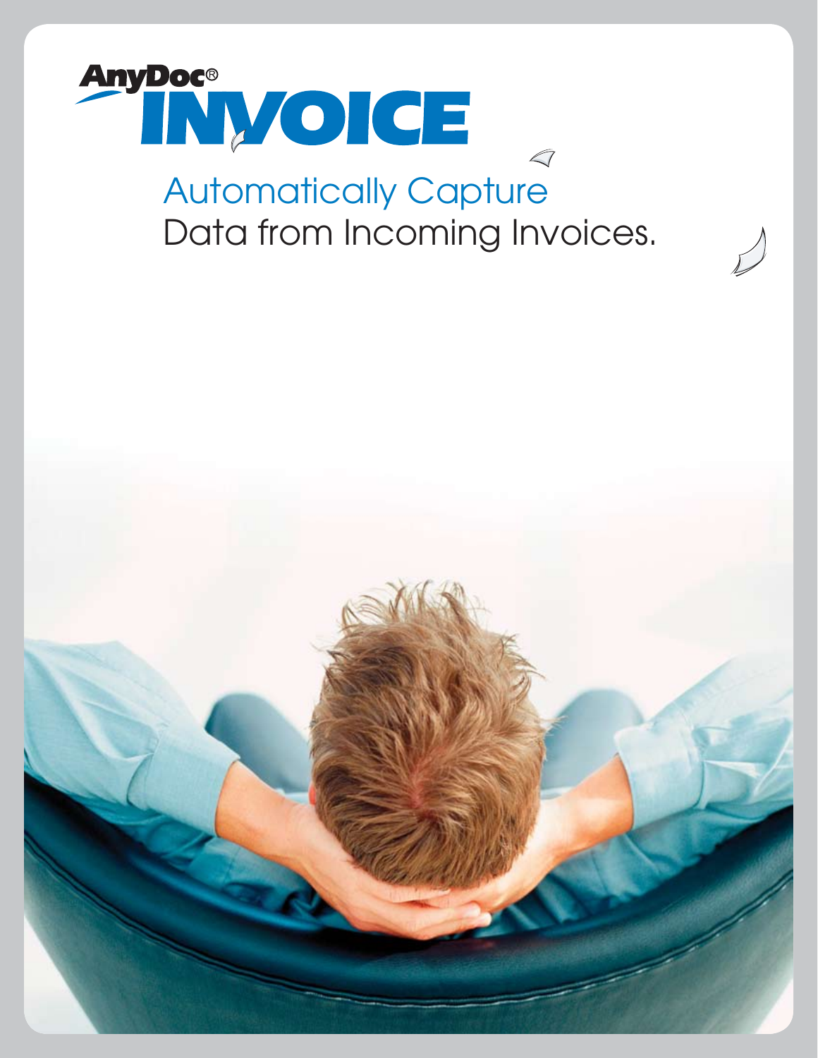# AnyDoc® INVOICE

## Automatically Capture Data from Incoming Invoices.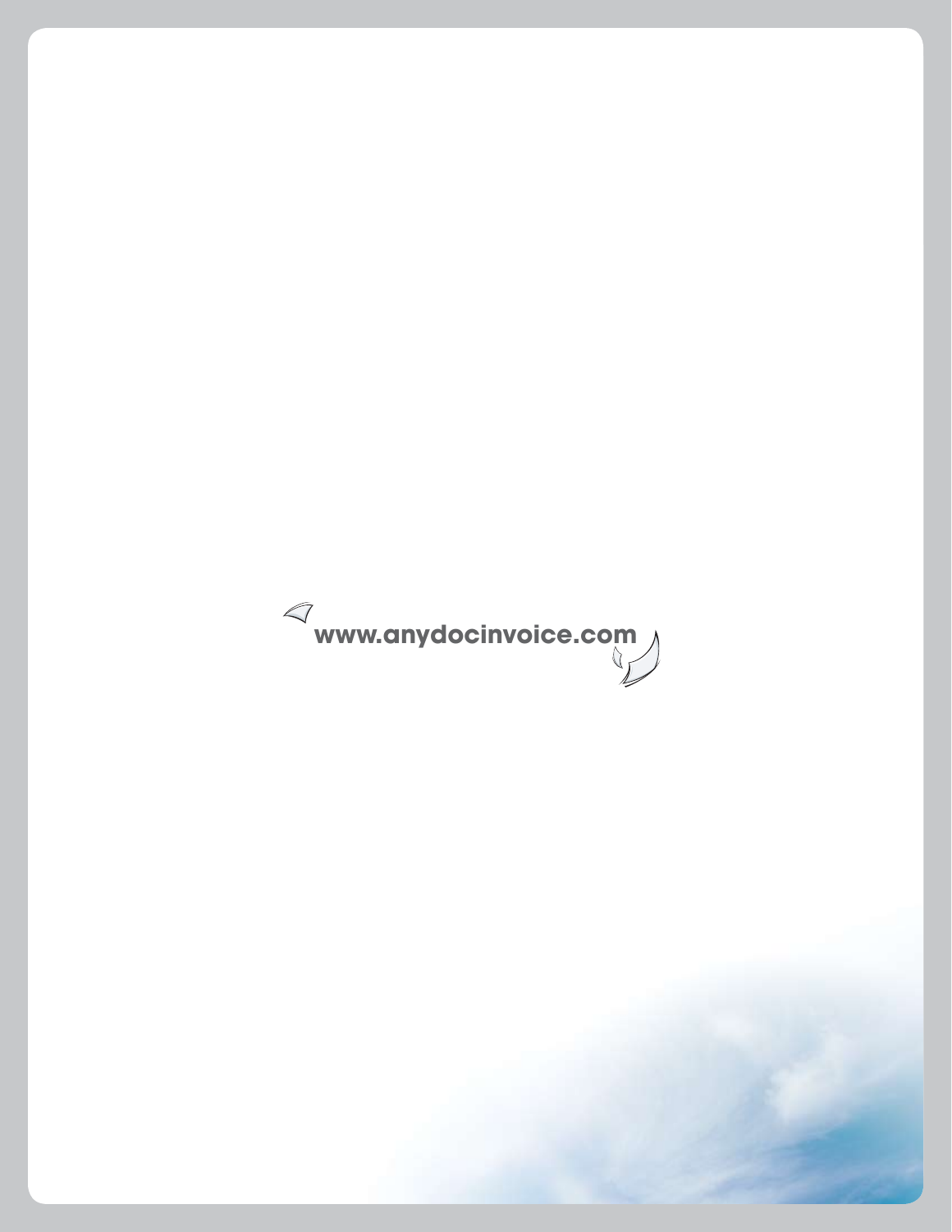www.anydocinvoice.com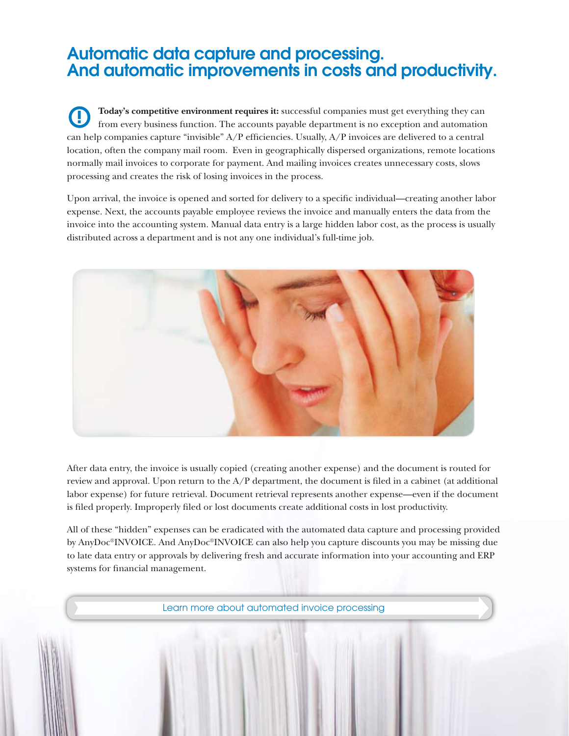# Automatic data capture and processing. And automatic improvements in costs and productivity.

**Today's competitive environment requires it:** successful companies must get everything they can from every business function. The accounts payable department is no exception and automation can help companies capture "invisible" A/P efficiencies. Usually, A/P invoices are delivered to a central location, often the company mail room. Even in geographically dispersed organizations, remote locations normally mail invoices to corporate for payment. And mailing invoices creates unnecessary costs, slows processing and creates the risk of losing invoices in the process.

Upon arrival, the invoice is opened and sorted for delivery to a specific individual—creating another labor expense. Next, the accounts payable employee reviews the invoice and manually enters the data from the invoice into the accounting system. Manual data entry is a large hidden labor cost, as the process is usually distributed across a department and is not any one individual's full-time job.

After data entry, the invoice is usually copied (creating another expense) and the document is routed for review and approval. Upon return to the A/P department, the document is filed in a cabinet (at additional labor expense) for future retrieval. Document retrieval represents another expense—even if the document is filed properly. Improperly filed or lost documents create additional costs in lost productivity.

All of these "hidden" expenses can be eradicated with the automated data capture and processing provided by AnyDoc®INVOICE. And AnyDoc®INVOICE can also help you capture discounts you may be missing due to late data entry or approvals by delivering fresh and accurate information into your accounting and ERP systems for financial management.

Learn more about automated invoice processing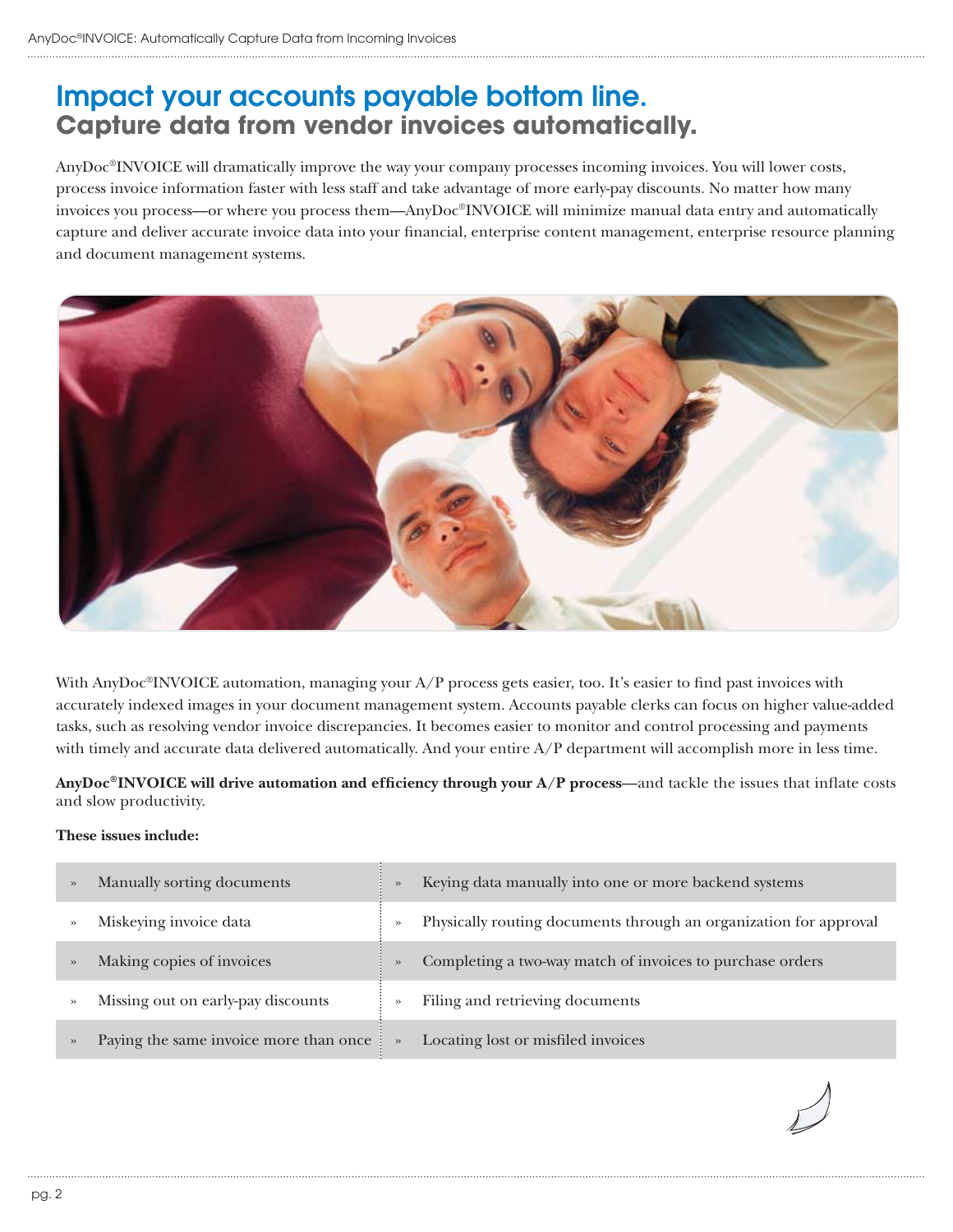# Impact your accounts payable bottom line.
## Capture data from vendor invoices automatically.

AnyDoc®INVOICE will dramatically improve the way your company processes incoming invoices. You will lower costs, process invoice information faster with less staff and take advantage of more early-pay discounts. No matter how many invoices you process—or where you process them—AnyDoc®INVOICE will minimize manual data entry and automatically capture and deliver accurate invoice data into your financial, enterprise content management, enterprise resource planning and document management systems.

With AnyDoc®INVOICE automation, managing your A/P process gets easier, too. It's easier to find past invoices with accurately indexed images in your document management system. Accounts payable clerks can focus on higher value-added tasks, such as resolving vendor invoice discrepancies. It becomes easier to monitor and control processing and payments with timely and accurate data delivered automatically. And your entire A/P department will accomplish more in less time.

**AnyDoc®INVOICE will drive automation and efficiency through your A/P process**—and tackle the issues that inflate costs and slow productivity.

**These issues include:**

- Manually sorting documents
- Miskeying invoice data
- Making copies of invoices
- Missing out on early-pay discounts
- Paying the same invoice more than once
- Keying data manually into one or more backend systems
- Physically routing documents through an organization for approval
- Completing a two-way match of invoices to purchase orders
- Filing and retrieving documents
- Locating lost or misfiled invoices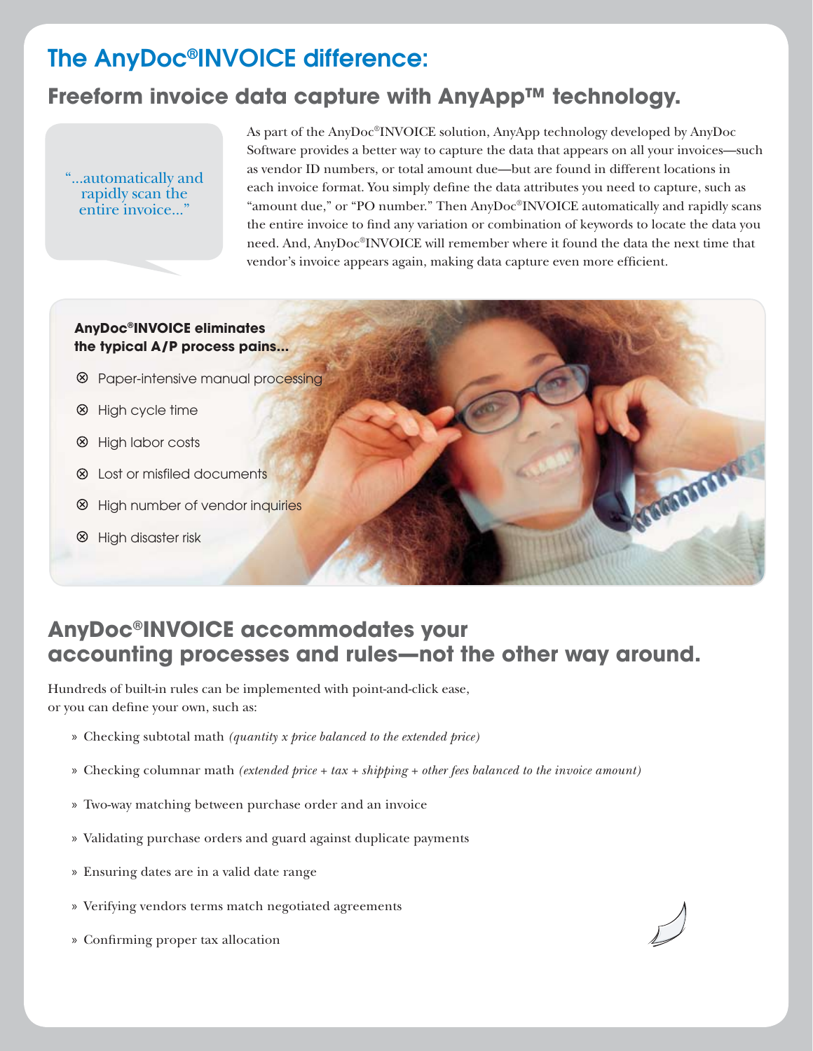# The AnyDoc®INVOICE difference:

## Freeform invoice data capture with AnyApp™ technology.

"...automatically and rapidly scan the entire invoice..."

As part of the AnyDoc®INVOICE solution, AnyApp technology developed by AnyDoc Software provides a better way to capture the data that appears on all your invoices—such as vendor ID numbers, or total amount due—but are found in different locations in each invoice format. You simply define the data attributes you need to capture, such as "amount due," or "PO number." Then AnyDoc®INVOICE automatically and rapidly scans the entire invoice to find any variation or combination of keywords to locate the data you need. And, AnyDoc®INVOICE will remember where it found the data the next time that vendor's invoice appears again, making data capture even more efficient.

**AnyDoc®INVOICE eliminates the typical A/P process pains...**

- ⊗ Paper-intensive manual processing
- ⊗ High cycle time
- ⊗ High labor costs
- ⊗ Lost or misfiled documents
- ⊗ High number of vendor inquiries
- ⊗ High disaster risk

## AnyDoc®INVOICE accommodates your accounting processes and rules—not the other way around.

Hundreds of built-in rules can be implemented with point-and-click ease, or you can define your own, such as:

- » Checking subtotal math *(quantity x price balanced to the extended price)*
- » Checking columnar math *(extended price + tax + shipping + other fees balanced to the invoice amount)*
- » Two-way matching between purchase order and an invoice
- » Validating purchase orders and guard against duplicate payments
- » Ensuring dates are in a valid date range
- » Verifying vendors terms match negotiated agreements
- » Confirming proper tax allocation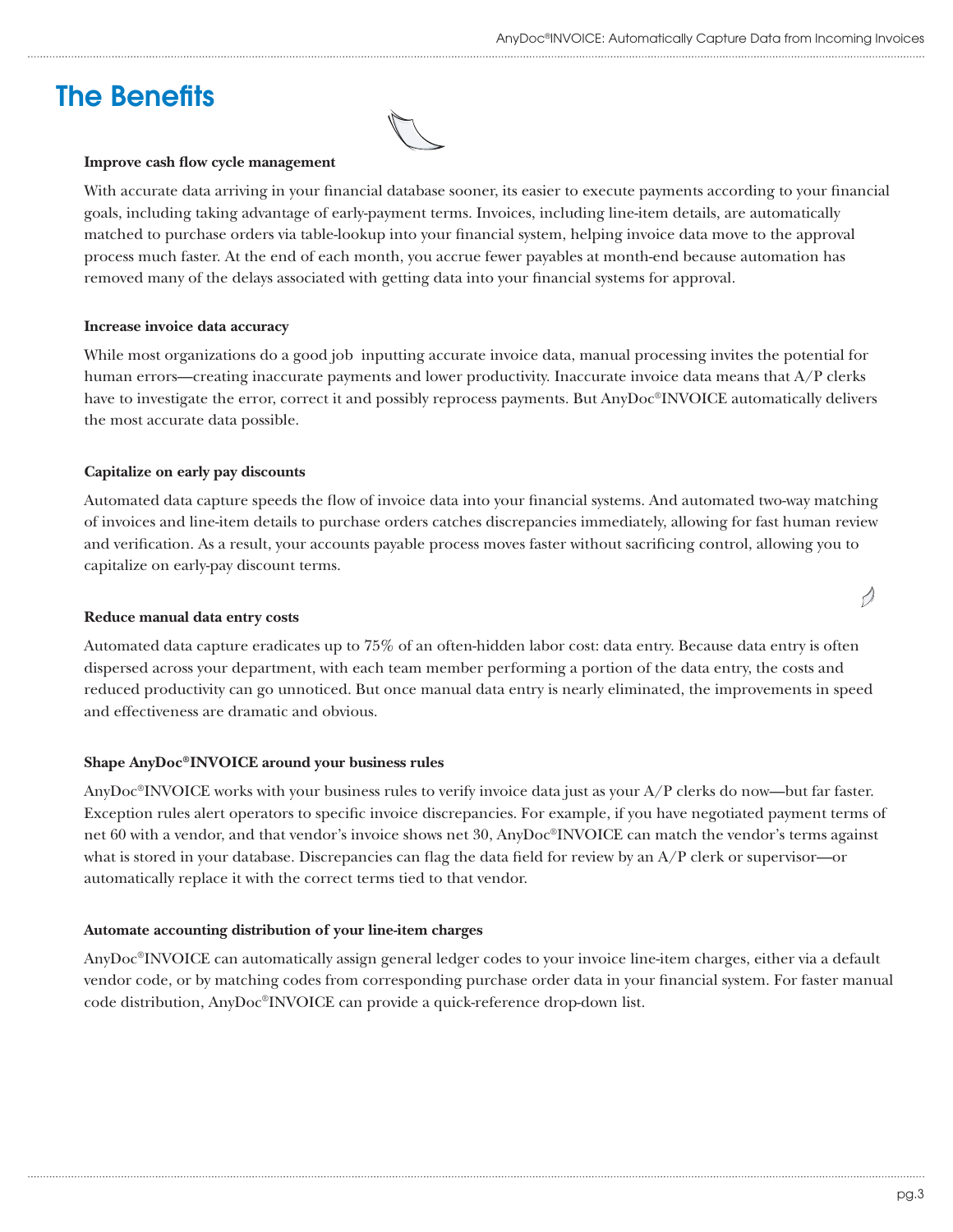# The Benefits

**Improve cash flow cycle management**

With accurate data arriving in your financial database sooner, its easier to execute payments according to your financial goals, including taking advantage of early-payment terms. Invoices, including line-item details, are automatically matched to purchase orders via table-lookup into your financial system, helping invoice data move to the approval process much faster. At the end of each month, you accrue fewer payables at month-end because automation has removed many of the delays associated with getting data into your financial systems for approval.

**Increase invoice data accuracy**

While most organizations do a good job inputting accurate invoice data, manual processing invites the potential for human errors—creating inaccurate payments and lower productivity. Inaccurate invoice data means that A/P clerks have to investigate the error, correct it and possibly reprocess payments. But AnyDoc®INVOICE automatically delivers the most accurate data possible.

**Capitalize on early pay discounts**

Automated data capture speeds the flow of invoice data into your financial systems. And automated two-way matching of invoices and line-item details to purchase orders catches discrepancies immediately, allowing for fast human review and verification. As a result, your accounts payable process moves faster without sacrificing control, allowing you to capitalize on early-pay discount terms.

**Reduce manual data entry costs**

Automated data capture eradicates up to 75% of an often-hidden labor cost: data entry. Because data entry is often dispersed across your department, with each team member performing a portion of the data entry, the costs and reduced productivity can go unnoticed. But once manual data entry is nearly eliminated, the improvements in speed and effectiveness are dramatic and obvious.

**Shape AnyDoc®INVOICE around your business rules**

AnyDoc®INVOICE works with your business rules to verify invoice data just as your A/P clerks do now—but far faster. Exception rules alert operators to specific invoice discrepancies. For example, if you have negotiated payment terms of net 60 with a vendor, and that vendor's invoice shows net 30, AnyDoc®INVOICE can match the vendor's terms against what is stored in your database. Discrepancies can flag the data field for review by an A/P clerk or supervisor—or automatically replace it with the correct terms tied to that vendor.

**Automate accounting distribution of your line-item charges**

AnyDoc®INVOICE can automatically assign general ledger codes to your invoice line-item charges, either via a default vendor code, or by matching codes from corresponding purchase order data in your financial system. For faster manual code distribution, AnyDoc®INVOICE can provide a quick-reference drop-down list.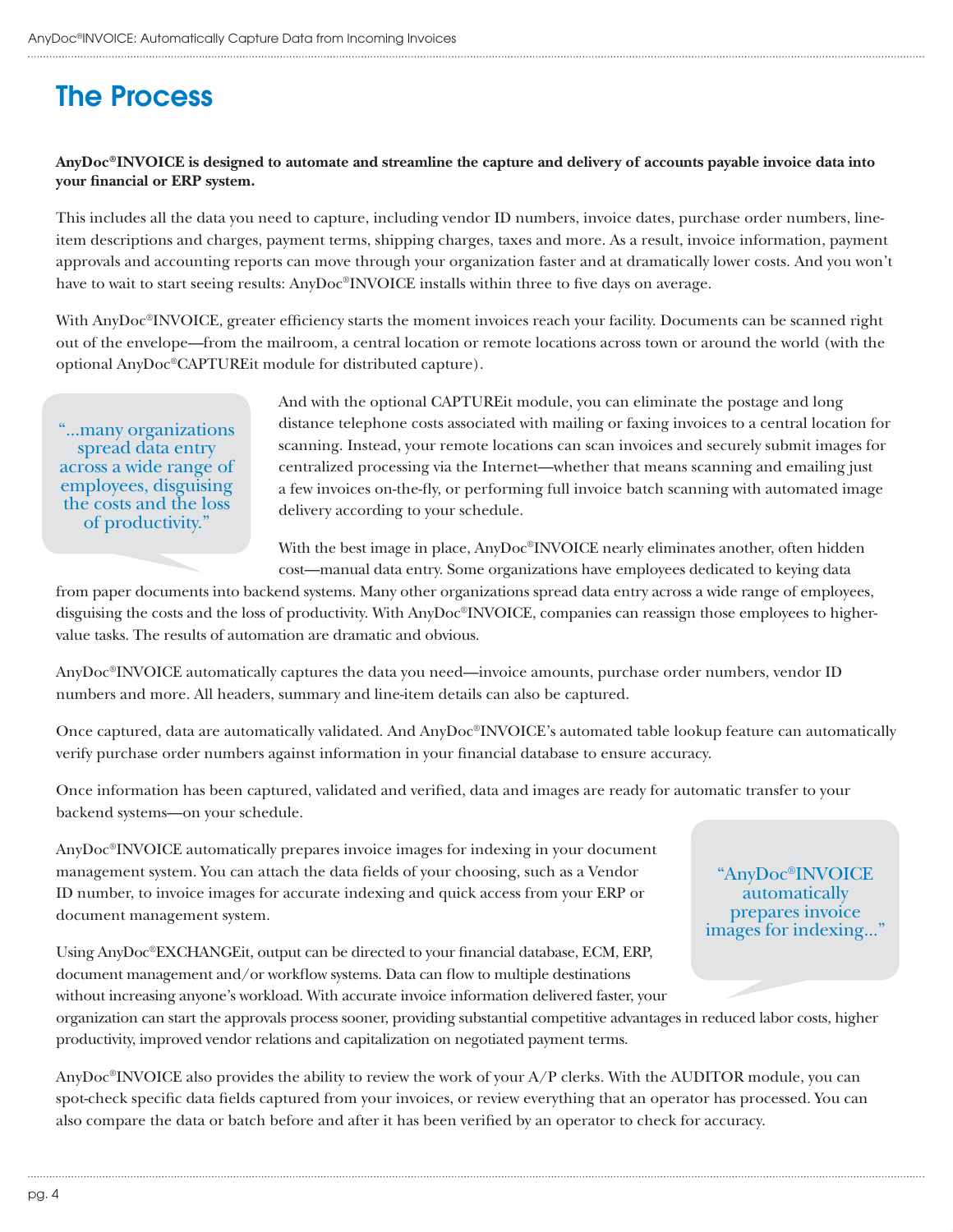# The Process

**AnyDoc®INVOICE is designed to automate and streamline the capture and delivery of accounts payable invoice data into your financial or ERP system.**

This includes all the data you need to capture, including vendor ID numbers, invoice dates, purchase order numbers, line-item descriptions and charges, payment terms, shipping charges, taxes and more. As a result, invoice information, payment approvals and accounting reports can move through your organization faster and at dramatically lower costs. And you won't have to wait to start seeing results: AnyDoc®INVOICE installs within three to five days on average.

With AnyDoc®INVOICE, greater efficiency starts the moment invoices reach your facility. Documents can be scanned right out of the envelope—from the mailroom, a central location or remote locations across town or around the world (with the optional AnyDoc®CAPTUREit module for distributed capture).

> "...many organizations spread data entry across a wide range of employees, disguising the costs and the loss of productivity."

And with the optional CAPTUREit module, you can eliminate the postage and long distance telephone costs associated with mailing or faxing invoices to a central location for scanning. Instead, your remote locations can scan invoices and securely submit images for centralized processing via the Internet—whether that means scanning and emailing just a few invoices on-the-fly, or performing full invoice batch scanning with automated image delivery according to your schedule.

With the best image in place, AnyDoc®INVOICE nearly eliminates another, often hidden cost—manual data entry. Some organizations have employees dedicated to keying data from paper documents into backend systems. Many other organizations spread data entry across a wide range of employees, disguising the costs and the loss of productivity. With AnyDoc®INVOICE, companies can reassign those employees to higher-value tasks. The results of automation are dramatic and obvious.

AnyDoc®INVOICE automatically captures the data you need—invoice amounts, purchase order numbers, vendor ID numbers and more. All headers, summary and line-item details can also be captured.

Once captured, data are automatically validated. And AnyDoc®INVOICE's automated table lookup feature can automatically verify purchase order numbers against information in your financial database to ensure accuracy.

Once information has been captured, validated and verified, data and images are ready for automatic transfer to your backend systems—on your schedule.

AnyDoc®INVOICE automatically prepares invoice images for indexing in your document management system. You can attach the data fields of your choosing, such as a Vendor ID number, to invoice images for accurate indexing and quick access from your ERP or document management system.

> "AnyDoc®INVOICE automatically prepares invoice images for indexing..."

Using AnyDoc®EXCHANGEit, output can be directed to your financial database, ECM, ERP, document management and/or workflow systems. Data can flow to multiple destinations without increasing anyone's workload. With accurate invoice information delivered faster, your organization can start the approvals process sooner, providing substantial competitive advantages in reduced labor costs, higher productivity, improved vendor relations and capitalization on negotiated payment terms.

AnyDoc®INVOICE also provides the ability to review the work of your A/P clerks. With the AUDITOR module, you can spot-check specific data fields captured from your invoices, or review everything that an operator has processed. You can also compare the data or batch before and after it has been verified by an operator to check for accuracy.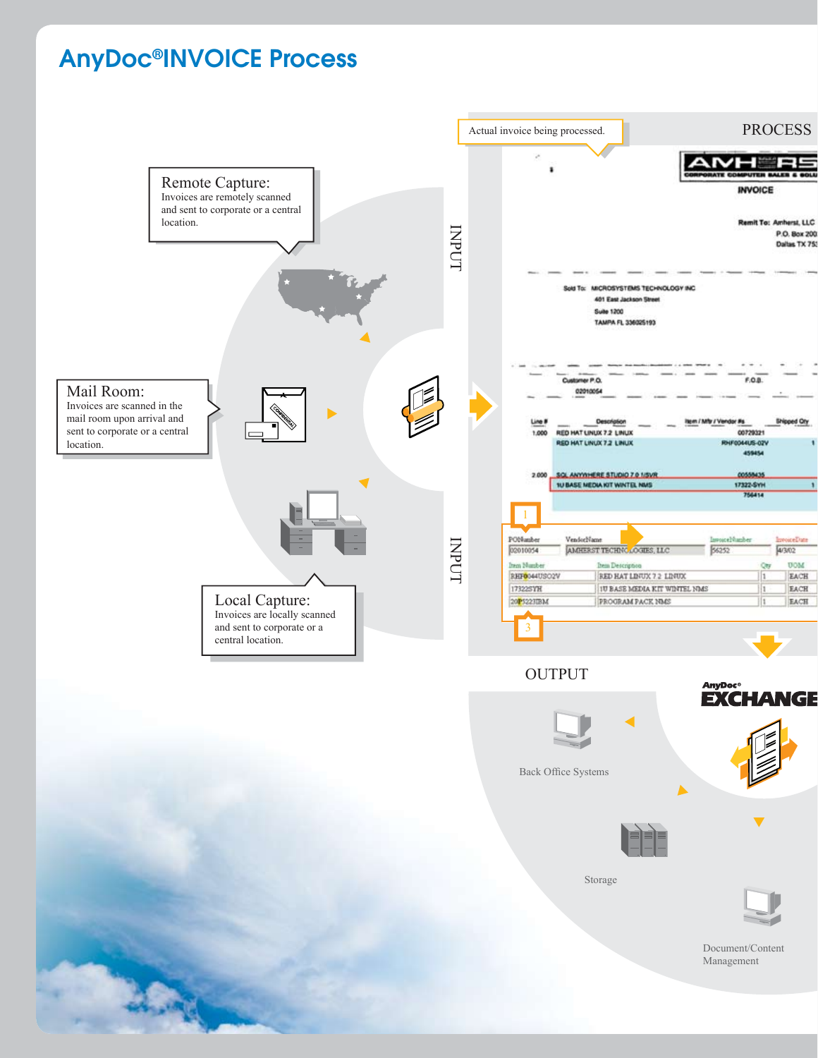# AnyDoc®INVOICE Process

**Remote Capture:**
Invoices are remotely scanned and sent to corporate or a central location.

**Mail Room:**
Invoices are scanned in the mail room upon arrival and sent to corporate or a central location.

**Local Capture:**
Invoices are locally scanned and sent to corporate or a central location.

INPUT

PROCESS

Actual invoice being processed.

OUTPUT

AnyDoc® EXCHANGE

Back Office Systems

Storage

Document/Content Management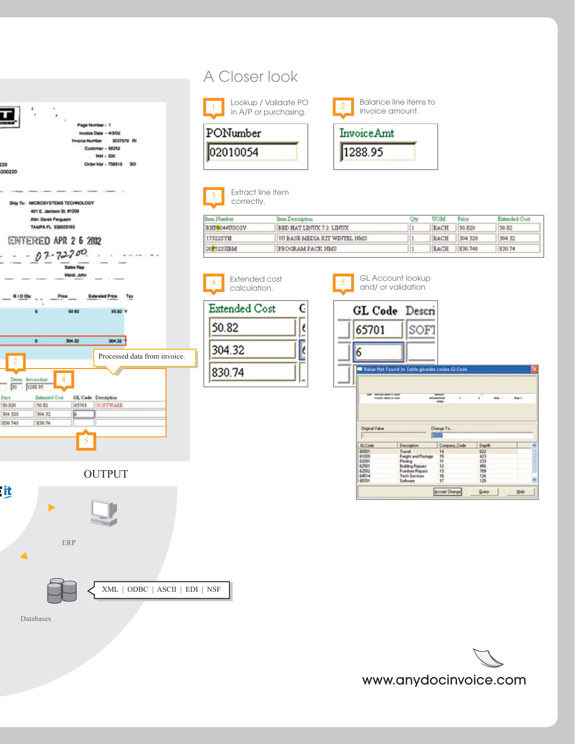## A Closer look

1. Lookup / Validate PO in A/P or purchasing.

| PONumber |
| --- |
| 02010054 |

2. Balance line items to invoice amount.

| InvoiceAmt |
| --- |
| 1288.95 |

3. Extract line item correctly.

| Item Number | Item Description | Qty | UOM | Price | Extended Cost |
| --- | --- | --- | --- | --- | --- |
| RHF0044USO2V | RED HAT LINUX 7.2 LINUX | 1 | EACH | 50.820 | 50.82 |
| 17322SYH | 1U BASE MEDIA KIT WINTEL NMS | 1 | EACH | 304.320 | 304.32 |
| 20P5223IBM | PROGRAM PACK NMS | 1 | EACH | 830.740 | 830.74 |

4. Extended cost calculation.

| Extended Cost |
| --- |
| 50.82 |
| 304.32 |
| 830.74 |

5. GL Account lookup and/ or validation

| GL Code | Descri |
| --- | --- |
| 65701 | SOFT |
| 6 | |

Value Not Found In Table glcodes.codes.GLCode

| GLCode | Description | Company_Code | DeptII |
| --- | --- | --- | --- |
| 60501 | Travel | 14 | 622 |
| 61000 | Freight and Postage | 15 | 423 |
| 62001 | Printing | 11 | 233 |
| 62501 | Building Repairs | 12 | 456 |
| 62502 | Furniture Repairs | 13 | 789 |
| 64514 | Tech Services | 16 | 124 |
| 65701 | Software | 17 | 125 |

Processed data from invoice.

OUTPUT

ERP

Databases

XML | ODBC | ASCII | EDI | NSF

www.anydocinvoice.com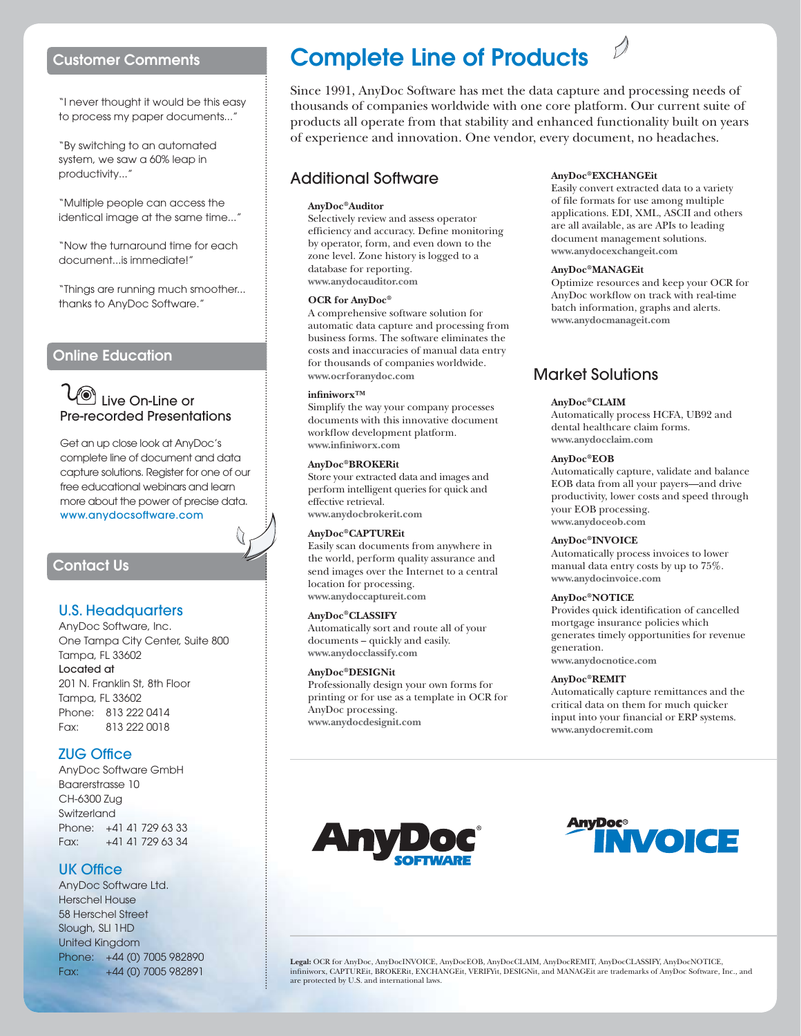## Customer Comments

"I never thought it would be this easy to process my paper documents..."

"By switching to an automated system, we saw a 60% leap in productivity..."

"Multiple people can access the identical image at the same time..."

"Now the turnaround time for each document...is immediate!"

"Things are running much smoother... thanks to AnyDoc Software."

## Online Education

### Live On-Line or Pre-recorded Presentations

Get an up close look at AnyDoc's complete line of document and data capture solutions. Register for one of our free educational webinars and learn more about the power of precise data.
www.anydocsoftware.com

## Contact Us

### U.S. Headquarters

AnyDoc Software, Inc.
One Tampa City Center, Suite 800
Tampa, FL 33602
Located at
201 N. Franklin St, 8th Floor
Tampa, FL 33602
Phone: 813 222 0414
Fax: 813 222 0018

### ZUG Office

AnyDoc Software GmbH
Baarerstrasse 10
CH-6300 Zug
Switzerland
Phone: +41 41 729 63 33
Fax: +41 41 729 63 34

### UK Office

AnyDoc Software Ltd.
Herschel House
58 Herschel Street
Slough, SLI 1HD
United Kingdom
Phone: +44 (0) 7005 982890
Fax: +44 (0) 7005 982891

# Complete Line of Products

Since 1991, AnyDoc Software has met the data capture and processing needs of thousands of companies worldwide with one core platform. Our current suite of products all operate from that stability and enhanced functionality built on years of experience and innovation. One vendor, every document, no headaches.

## Additional Software

**AnyDoc®Auditor**
Selectively review and assess operator efficiency and accuracy. Define monitoring by operator, form, and even down to the zone level. Zone history is logged to a database for reporting.
www.anydocauditor.com

**OCR for AnyDoc®**
A comprehensive software solution for automatic data capture and processing from business forms. The software eliminates the costs and inaccuracies of manual data entry for thousands of companies worldwide.
www.ocrforanydoc.com

**infiniworx™**
Simplify the way your company processes documents with this innovative document workflow development platform.
www.infiniworx.com

**AnyDoc®BROKERit**
Store your extracted data and images and perform intelligent queries for quick and effective retrieval.
www.anydocbrokerit.com

**AnyDoc®CAPTUREit**
Easily scan documents from anywhere in the world, perform quality assurance and send images over the Internet to a central location for processing.
www.anydoccaptureit.com

**AnyDoc®CLASSIFY**
Automatically sort and route all of your documents – quickly and easily.
www.anydocclassify.com

**AnyDoc®DESIGNit**
Professionally design your own forms for printing or for use as a template in OCR for AnyDoc processing.
www.anydocdesignit.com

**AnyDoc®EXCHANGEit**
Easily convert extracted data to a variety of file formats for use among multiple applications. EDI, XML, ASCII and others are all available, as are APIs to leading document management solutions.
www.anydocexchangeit.com

**AnyDoc®MANAGEit**
Optimize resources and keep your OCR for AnyDoc workflow on track with real-time batch information, graphs and alerts.
www.anydocmanageit.com

## Market Solutions

**AnyDoc®CLAIM**
Automatically process HCFA, UB92 and dental healthcare claim forms.
www.anydocclaim.com

**AnyDoc®EOB**
Automatically capture, validate and balance EOB data from all your payers—and drive productivity, lower costs and speed through your EOB processing.
www.anydoceob.com

**AnyDoc®INVOICE**
Automatically process invoices to lower manual data entry costs by up to 75%.
www.anydocinvoice.com

**AnyDoc®NOTICE**
Provides quick identification of cancelled mortgage insurance policies which generates timely opportunities for revenue generation.
www.anydocnotice.com

**AnyDoc®REMIT**
Automatically capture remittances and the critical data on them for much quicker input into your financial or ERP systems.
www.anydocremit.com

AnyDoc® SOFTWARE

AnyDoc® INVOICE

**Legal:** OCR for AnyDoc, AnyDocINVOICE, AnyDocEOB, AnyDocCLAIM, AnyDocREMIT, AnyDocCLASSIFY, AnyDocNOTICE, infiniworx, CAPTUREit, BROKERit, EXCHANGEit, VERIFYit, DESIGNit, and MANAGEit are trademarks of AnyDoc Software, Inc., and are protected by U.S. and international laws.